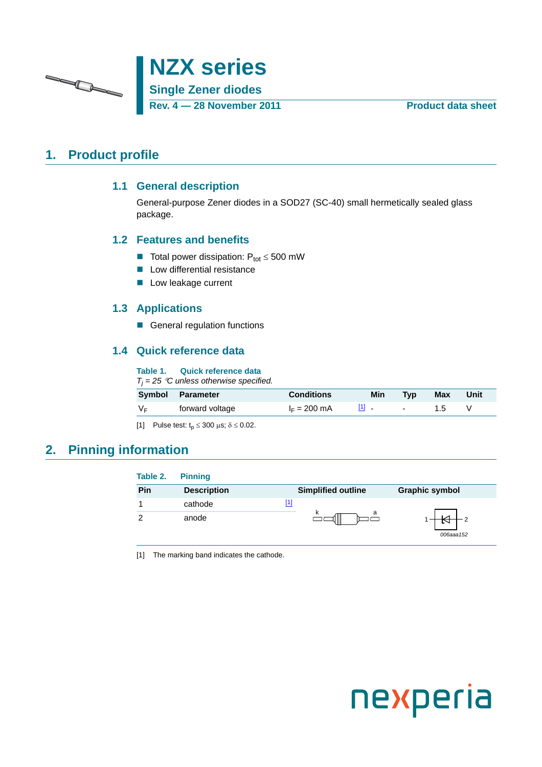# NZX series

## Single Zener diodes

**Rev. 4 — 28 November 2011** **Product data sheet**

## 1. Product profile

### 1.1 General description

General-purpose Zener diodes in a SOD27 (SC-40) small hermetically sealed glass package.

### 1.2 Features and benefits

- Total power dissipation: $P_{tot} \leq 500$ mW
- Low differential resistance
- Low leakage current

### 1.3 Applications

- General regulation functions

### 1.4 Quick reference data

**Table 1. Quick reference data**

*$T_j$ = 25 °C unless otherwise specified.*

| Symbol | Parameter | Conditions | Min | Typ | Max | Unit |
|---|---|---|---|---|---|---|
| $V_F$ | forward voltage | $I_F$ = 200 mA [1] | - | - | 1.5 | V |

[1] Pulse test: $t_p \leq 300$ μs; $\delta \leq 0.02$.

## 2. Pinning information

**Table 2. Pinning**

| Pin | Description | Simplified outline | Graphic symbol |
|---|---|---|---|
| 1 | cathode [1] | | |
| 2 | anode | | |

[1] The marking band indicates the cathode.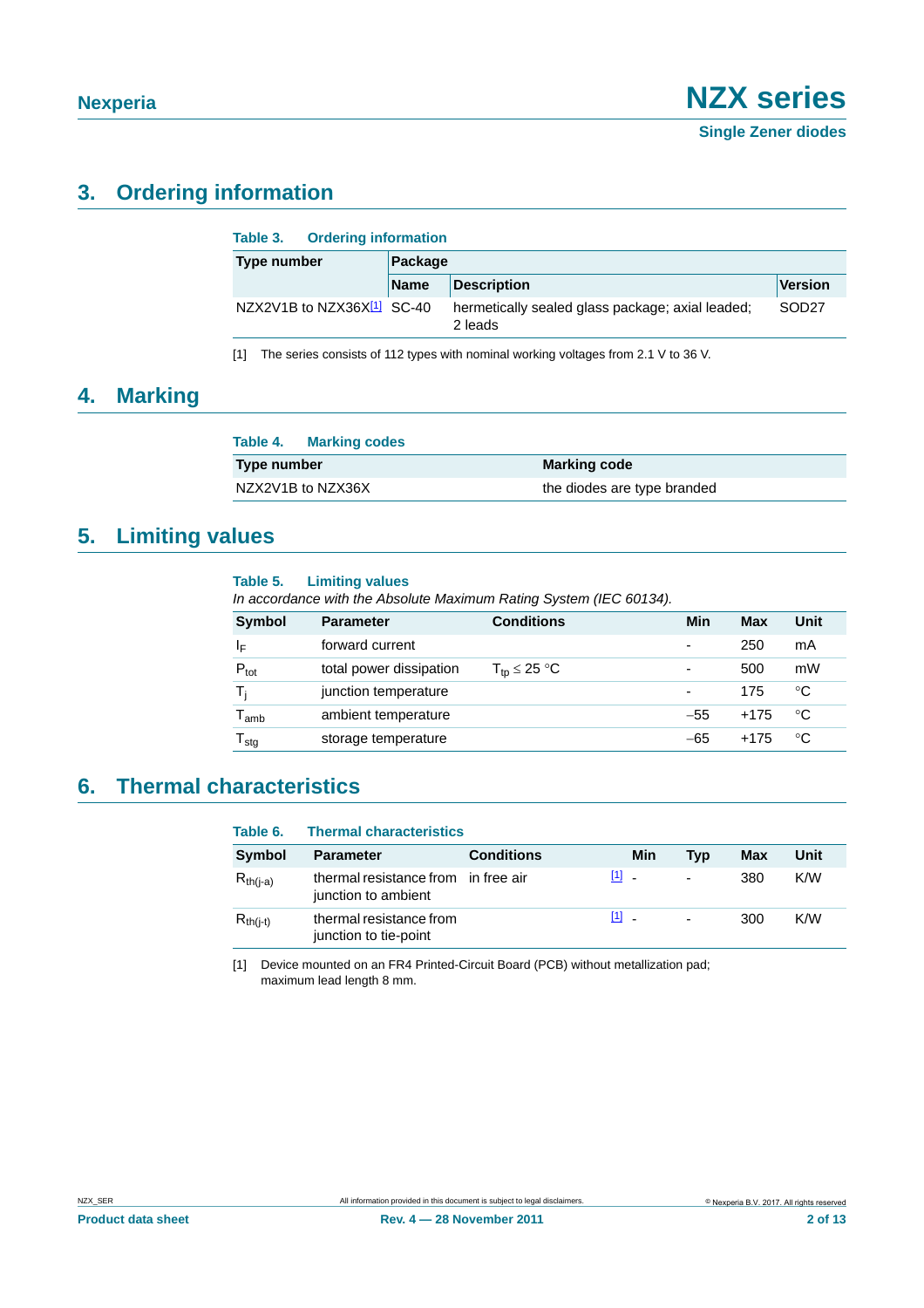## 3. Ordering information

**Table 3. Ordering information**

| Type number | Package | | |
|---|---|---|---|
| | Name | Description | Version |
| NZX2V1B to NZX36X[1] | SC-40 | hermetically sealed glass package; axial leaded; 2 leads | SOD27 |

[1] The series consists of 112 types with nominal working voltages from 2.1 V to 36 V.

## 4. Marking

**Table 4. Marking codes**

| Type number | Marking code |
|---|---|
| NZX2V1B to NZX36X | the diodes are type branded |

## 5. Limiting values

**Table 5. Limiting values**

*In accordance with the Absolute Maximum Rating System (IEC 60134).*

| Symbol | Parameter | Conditions | Min | Max | Unit |
|---|---|---|---|---|---|
| $I_F$ | forward current | | - | 250 | mA |
| $P_{tot}$ | total power dissipation | $T_{tp} \leq 25$ °C | - | 500 | mW |
| $T_j$ | junction temperature | | - | 175 | °C |
| $T_{amb}$ | ambient temperature | | −55 | +175 | °C |
| $T_{stg}$ | storage temperature | | −65 | +175 | °C |

## 6. Thermal characteristics

**Table 6. Thermal characteristics**

| Symbol | Parameter | Conditions | | Min | Typ | Max | Unit |
|---|---|---|---|---|---|---|---|
| $R_{th(j-a)}$ | thermal resistance from junction to ambient | in free air | [1] | - | - | 380 | K/W |
| $R_{th(j-t)}$ | thermal resistance from junction to tie-point | | [1] | - | - | 300 | K/W |

[1] Device mounted on an FR4 Printed-Circuit Board (PCB) without metallization pad; maximum lead length 8 mm.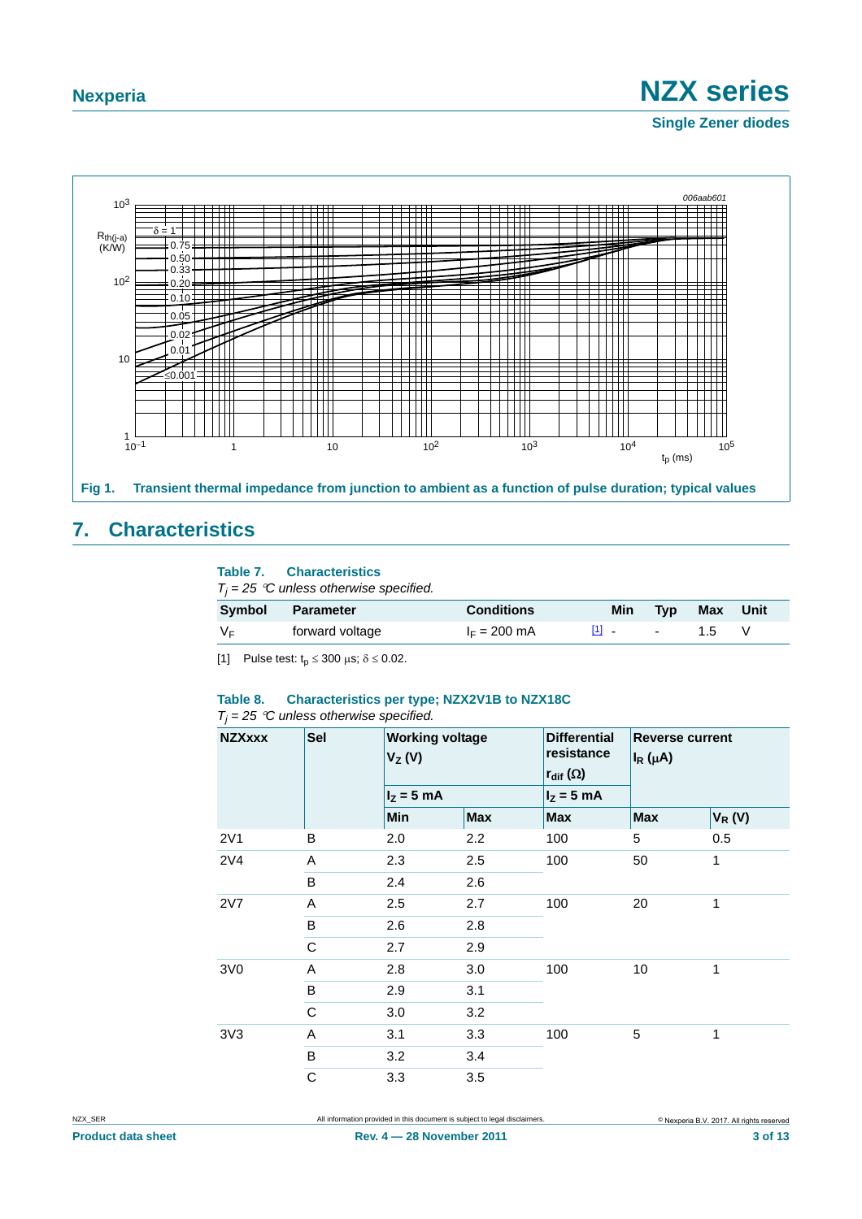Fig 1. Transient thermal impedance from junction to ambient as a function of pulse duration; typical values

## 7. Characteristics

**Table 7. Characteristics**

*$T_j$ = 25 °C unless otherwise specified.*

| Symbol | Parameter | Conditions | | Min | Typ | Max | Unit |
|---|---|---|---|---|---|---|---|
| $V_F$ | forward voltage | $I_F$ = 200 mA | [1] | - | - | 1.5 | V |

[1] Pulse test: $t_p \leq 300$ µs; $\delta \leq 0.02$.

**Table 8. Characteristics per type; NZX2V1B to NZX18C**

*$T_j$ = 25 °C unless otherwise specified.*

| NZXxxx | Sel | Working voltage $V_Z$ (V) | | Differential resistance $r_{dif}$ (Ω) | Reverse current $I_R$ (µA) | |
|---|---|---|---|---|---|---|
| | | $I_Z$ = 5 mA | | $I_Z$ = 5 mA | | |
| | | Min | Max | Max | Max | $V_R$ (V) |
| 2V1 | B | 2.0 | 2.2 | 100 | 5 | 0.5 |
| 2V4 | A | 2.3 | 2.5 | 100 | 50 | 1 |
| | B | 2.4 | 2.6 | | | |
| 2V7 | A | 2.5 | 2.7 | 100 | 20 | 1 |
| | B | 2.6 | 2.8 | | | |
| | C | 2.7 | 2.9 | | | |
| 3V0 | A | 2.8 | 3.0 | 100 | 10 | 1 |
| | B | 2.9 | 3.1 | | | |
| | C | 3.0 | 3.2 | | | |
| 3V3 | A | 3.1 | 3.3 | 100 | 5 | 1 |
| | B | 3.2 | 3.4 | | | |
| | C | 3.3 | 3.5 | | | |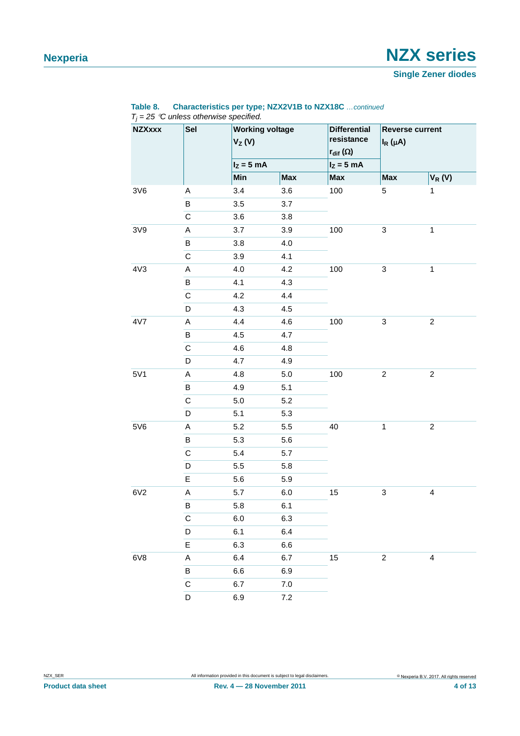**Table 8. Characteristics per type; NZX2V1B to NZX18C** *…continued*

*$T_j$ = 25 °C unless otherwise specified.*

| NZXxxx | Sel | Working voltage $V_Z$ (V) | | Differential resistance $r_{dif}$ (Ω) | Reverse current $I_R$ (μA) | |
|---|---|---|---|---|---|---|
| | | $I_Z$ = 5 mA | | $I_Z$ = 5 mA | | |
| | | Min | Max | Max | Max | $V_R$ (V) |
| 3V6 | A | 3.4 | 3.6 | 100 | 5 | 1 |
| | B | 3.5 | 3.7 | | | |
| | C | 3.6 | 3.8 | | | |
| 3V9 | A | 3.7 | 3.9 | 100 | 3 | 1 |
| | B | 3.8 | 4.0 | | | |
| | C | 3.9 | 4.1 | | | |
| 4V3 | A | 4.0 | 4.2 | 100 | 3 | 1 |
| | B | 4.1 | 4.3 | | | |
| | C | 4.2 | 4.4 | | | |
| | D | 4.3 | 4.5 | | | |
| 4V7 | A | 4.4 | 4.6 | 100 | 3 | 2 |
| | B | 4.5 | 4.7 | | | |
| | C | 4.6 | 4.8 | | | |
| | D | 4.7 | 4.9 | | | |
| 5V1 | A | 4.8 | 5.0 | 100 | 2 | 2 |
| | B | 4.9 | 5.1 | | | |
| | C | 5.0 | 5.2 | | | |
| | D | 5.1 | 5.3 | | | |
| 5V6 | A | 5.2 | 5.5 | 40 | 1 | 2 |
| | B | 5.3 | 5.6 | | | |
| | C | 5.4 | 5.7 | | | |
| | D | 5.5 | 5.8 | | | |
| | E | 5.6 | 5.9 | | | |
| 6V2 | A | 5.7 | 6.0 | 15 | 3 | 4 |
| | B | 5.8 | 6.1 | | | |
| | C | 6.0 | 6.3 | | | |
| | D | 6.1 | 6.4 | | | |
| | E | 6.3 | 6.6 | | | |
| 6V8 | A | 6.4 | 6.7 | 15 | 2 | 4 |
| | B | 6.6 | 6.9 | | | |
| | C | 6.7 | 7.0 | | | |
| | D | 6.9 | 7.2 | | | |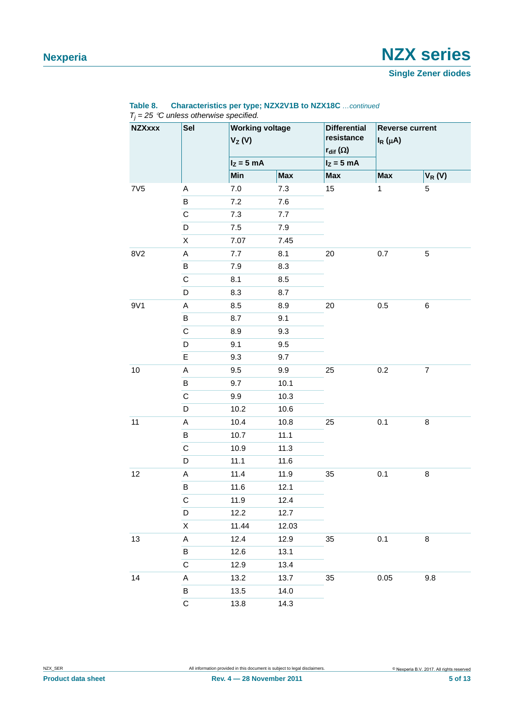**Table 8. Characteristics per type; NZX2V1B to NZX18C** *...continued*

*$T_j$ = 25 °C unless otherwise specified.*

| NZXxxx | Sel | Working voltage $V_Z$ (V) | | Differential resistance $r_{dif}$ (Ω) | Reverse current $I_R$ (μA) | |
|---|---|---|---|---|---|---|
| | | $I_Z$ = 5 mA | | $I_Z$ = 5 mA | | |
| | | Min | Max | Max | Max | $V_R$ (V) |
| 7V5 | A | 7.0 | 7.3 | 15 | 1 | 5 |
| | B | 7.2 | 7.6 | | | |
| | C | 7.3 | 7.7 | | | |
| | D | 7.5 | 7.9 | | | |
| | X | 7.07 | 7.45 | | | |
| 8V2 | A | 7.7 | 8.1 | 20 | 0.7 | 5 |
| | B | 7.9 | 8.3 | | | |
| | C | 8.1 | 8.5 | | | |
| | D | 8.3 | 8.7 | | | |
| 9V1 | A | 8.5 | 8.9 | 20 | 0.5 | 6 |
| | B | 8.7 | 9.1 | | | |
| | C | 8.9 | 9.3 | | | |
| | D | 9.1 | 9.5 | | | |
| | E | 9.3 | 9.7 | | | |
| 10 | A | 9.5 | 9.9 | 25 | 0.2 | 7 |
| | B | 9.7 | 10.1 | | | |
| | C | 9.9 | 10.3 | | | |
| | D | 10.2 | 10.6 | | | |
| 11 | A | 10.4 | 10.8 | 25 | 0.1 | 8 |
| | B | 10.7 | 11.1 | | | |
| | C | 10.9 | 11.3 | | | |
| | D | 11.1 | 11.6 | | | |
| 12 | A | 11.4 | 11.9 | 35 | 0.1 | 8 |
| | B | 11.6 | 12.1 | | | |
| | C | 11.9 | 12.4 | | | |
| | D | 12.2 | 12.7 | | | |
| | X | 11.44 | 12.03 | | | |
| 13 | A | 12.4 | 12.9 | 35 | 0.1 | 8 |
| | B | 12.6 | 13.1 | | | |
| | C | 12.9 | 13.4 | | | |
| 14 | A | 13.2 | 13.7 | 35 | 0.05 | 9.8 |
| | B | 13.5 | 14.0 | | | |
| | C | 13.8 | 14.3 | | | |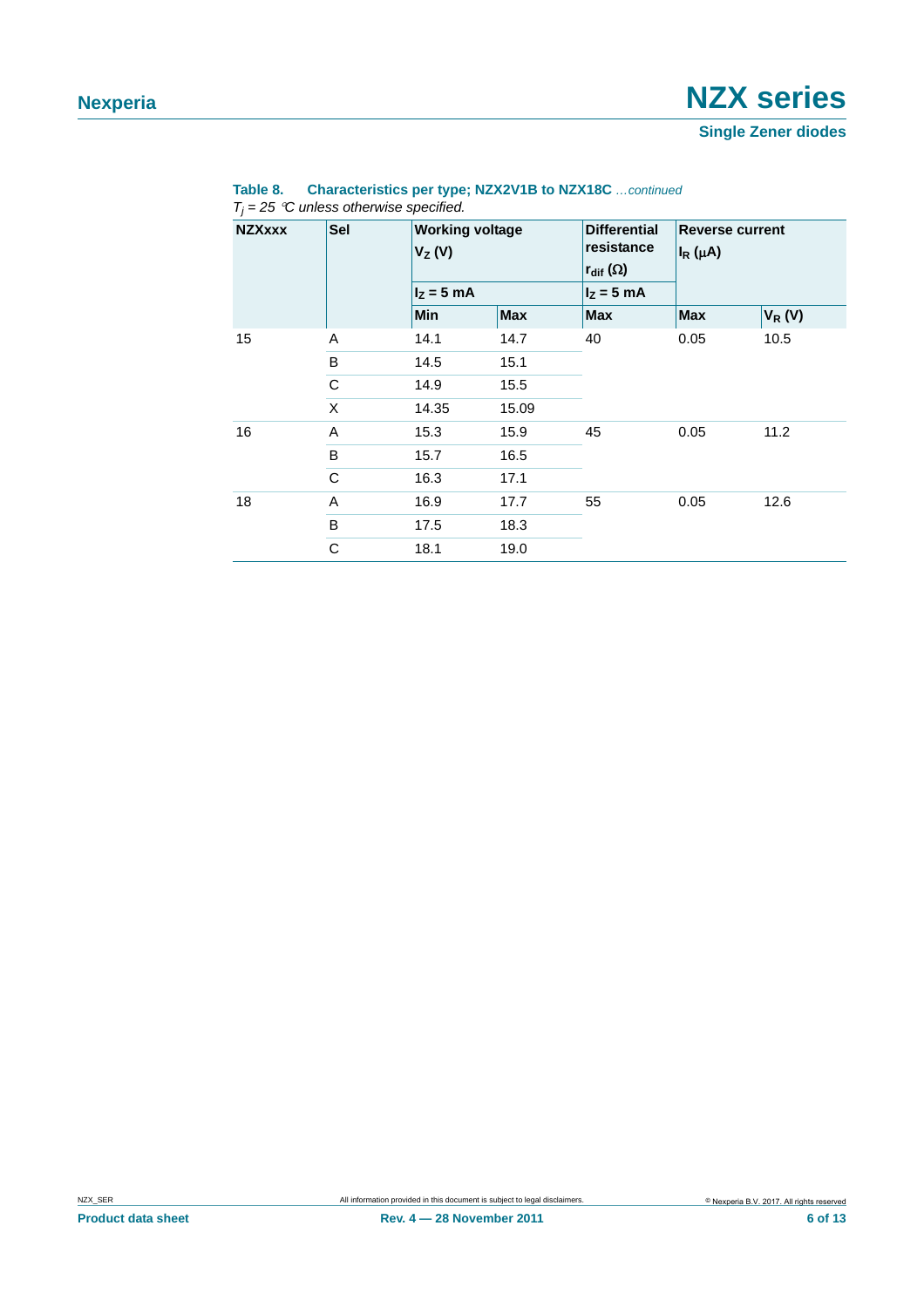**Table 8. Characteristics per type; NZX2V1B to NZX18C** *…continued*

*$T_j$ = 25 °C unless otherwise specified.*

| NZXxxx | Sel | Working voltage $V_Z$ (V) | | Differential resistance $r_{dif}$ (Ω) | Reverse current $I_R$ (μA) | |
|---|---|---|---|---|---|---|
| | | $I_Z$ = 5 mA | | $I_Z$ = 5 mA | | |
| | | Min | Max | Max | Max | $V_R$ (V) |
| 15 | A | 14.1 | 14.7 | 40 | 0.05 | 10.5 |
| | B | 14.5 | 15.1 | | | |
| | C | 14.9 | 15.5 | | | |
| | X | 14.35 | 15.09 | | | |
| 16 | A | 15.3 | 15.9 | 45 | 0.05 | 11.2 |
| | B | 15.7 | 16.5 | | | |
| | C | 16.3 | 17.1 | | | |
| 18 | A | 16.9 | 17.7 | 55 | 0.05 | 12.6 |
| | B | 17.5 | 18.3 | | | |
| | C | 18.1 | 19.0 | | | |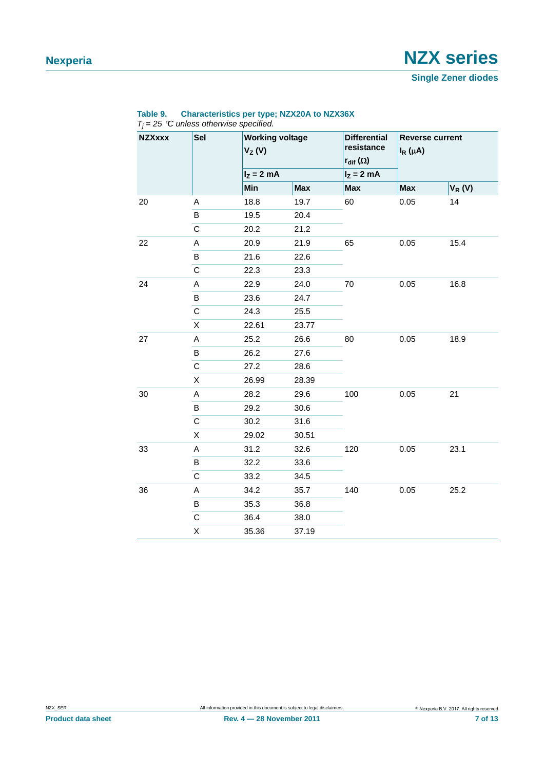**Table 9. Characteristics per type; NZX20A to NZX36X**

*$T_j$ = 25 °C unless otherwise specified.*

| NZXxxx | Sel | Working voltage $V_Z$ (V) | | Differential resistance $r_{dif}$ (Ω) | Reverse current $I_R$ (μA) | |
|---|---|---|---|---|---|---|
| | | $I_Z$ = 2 mA | | $I_Z$ = 2 mA | | |
| | | Min | Max | Max | Max | $V_R$ (V) |
| 20 | A | 18.8 | 19.7 | 60 | 0.05 | 14 |
| | B | 19.5 | 20.4 | | | |
| | C | 20.2 | 21.2 | | | |
| 22 | A | 20.9 | 21.9 | 65 | 0.05 | 15.4 |
| | B | 21.6 | 22.6 | | | |
| | C | 22.3 | 23.3 | | | |
| 24 | A | 22.9 | 24.0 | 70 | 0.05 | 16.8 |
| | B | 23.6 | 24.7 | | | |
| | C | 24.3 | 25.5 | | | |
| | X | 22.61 | 23.77 | | | |
| 27 | A | 25.2 | 26.6 | 80 | 0.05 | 18.9 |
| | B | 26.2 | 27.6 | | | |
| | C | 27.2 | 28.6 | | | |
| | X | 26.99 | 28.39 | | | |
| 30 | A | 28.2 | 29.6 | 100 | 0.05 | 21 |
| | B | 29.2 | 30.6 | | | |
| | C | 30.2 | 31.6 | | | |
| | X | 29.02 | 30.51 | | | |
| 33 | A | 31.2 | 32.6 | 120 | 0.05 | 23.1 |
| | B | 32.2 | 33.6 | | | |
| | C | 33.2 | 34.5 | | | |
| 36 | A | 34.2 | 35.7 | 140 | 0.05 | 25.2 |
| | B | 35.3 | 36.8 | | | |
| | C | 36.4 | 38.0 | | | |
| | X | 35.36 | 37.19 | | | |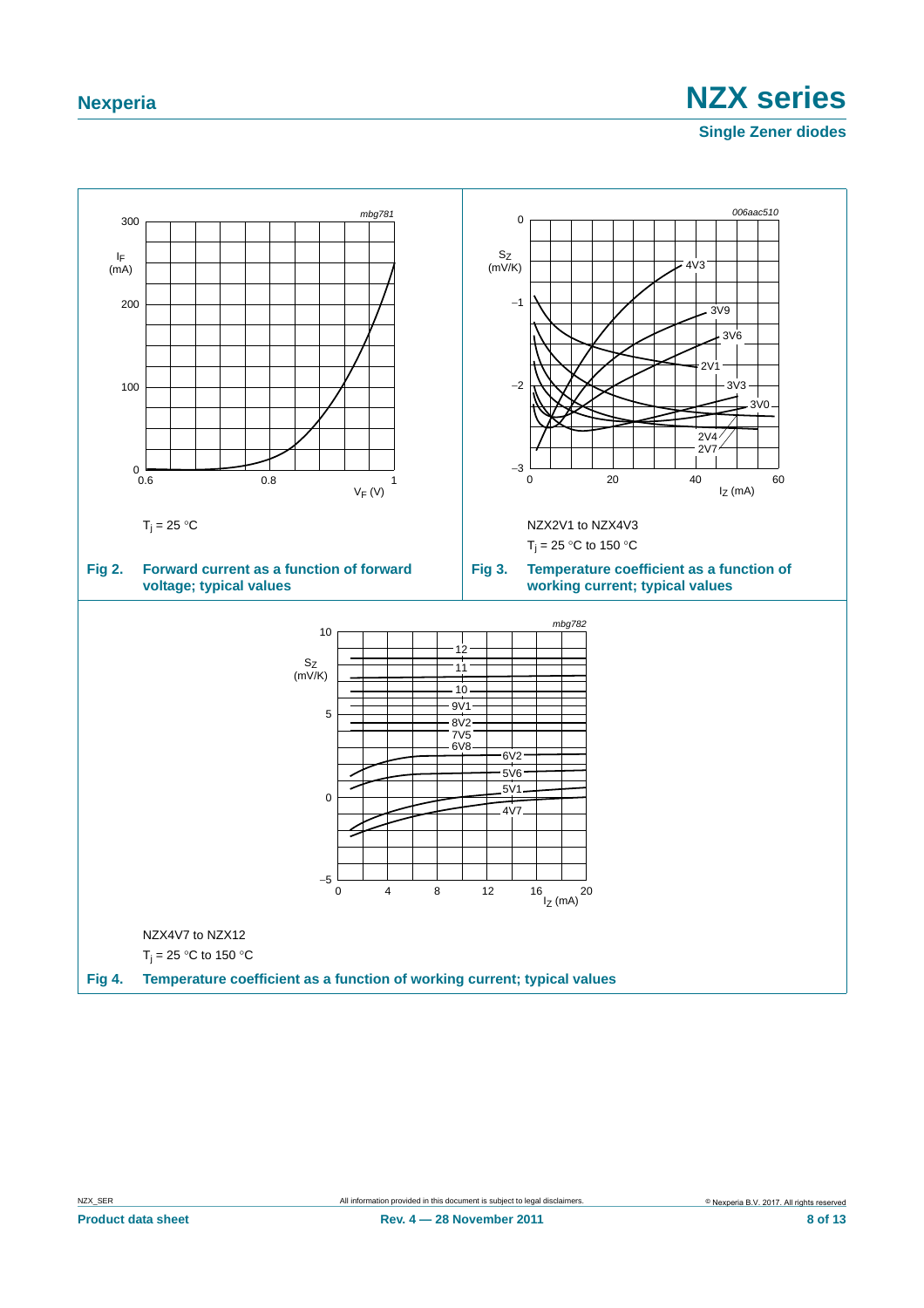$T_j = 25\ °C$

**Fig 2.** **Forward current as a function of forward voltage; typical values**

NZX2V1 to NZX4V3

$T_j = 25\ °C$ to $150\ °C$

**Fig 3.** **Temperature coefficient as a function of working current; typical values**

NZX4V7 to NZX12

$T_j = 25\ °C$ to $150\ °C$

**Fig 4.** **Temperature coefficient as a function of working current; typical values**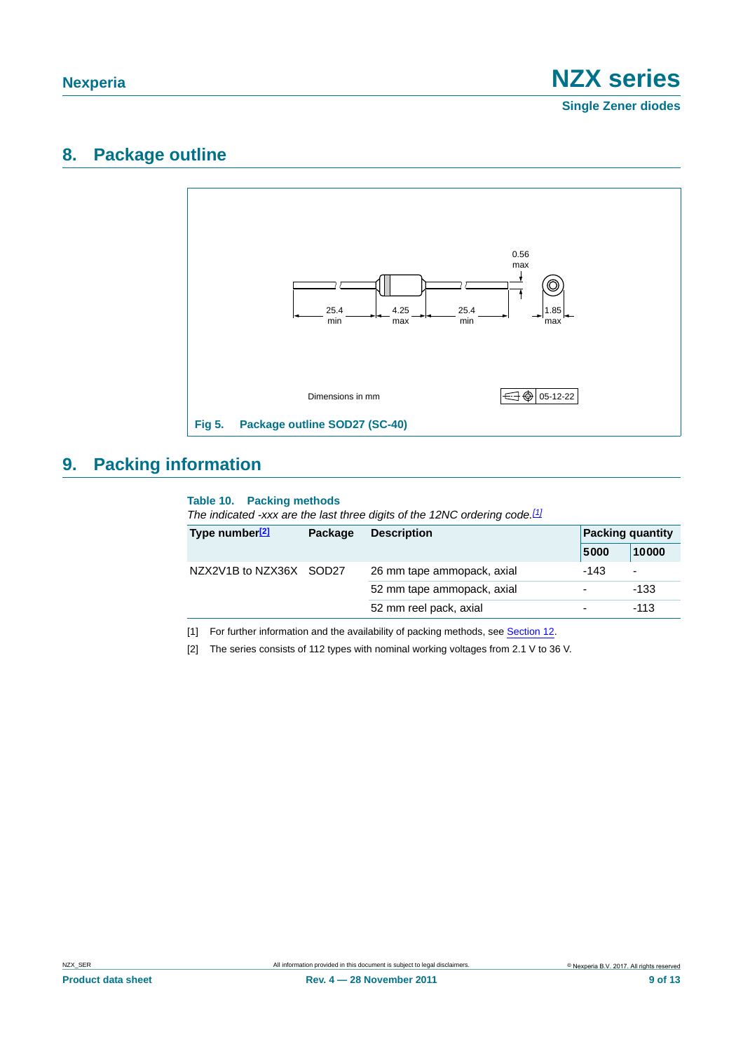## 8. Package outline

0.56 max

25.4 min

4.25 max

25.4 min

1.85 max

Dimensions in mm

05-12-22

**Fig 5. Package outline SOD27 (SC-40)**

## 9. Packing information

**Table 10. Packing methods**

*The indicated -xxx are the last three digits of the 12NC ordering code.*[1]

| Type number[2] | Package | Description | Packing quantity | |
|---|---|---|---|---|
| | | | 5000 | 10000 |
| NZX2V1B to NZX36X | SOD27 | 26 mm tape ammopack, axial | -143 | - |
| | | 52 mm tape ammopack, axial | - | -133 |
| | | 52 mm reel pack, axial | - | -113 |

[1] For further information and the availability of packing methods, see Section 12.

[2] The series consists of 112 types with nominal working voltages from 2.1 V to 36 V.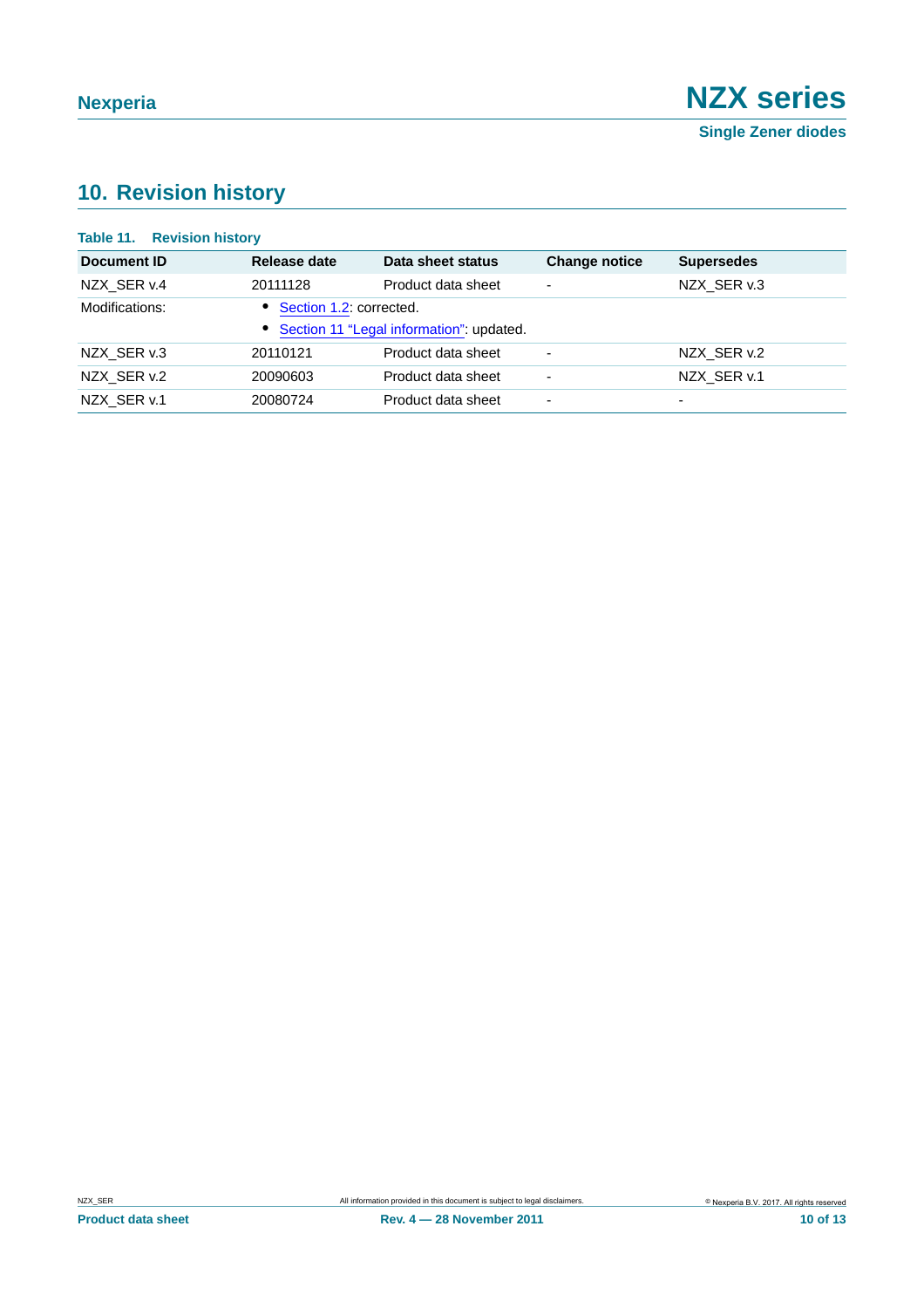## 10. Revision history

**Table 11. Revision history**

| Document ID | Release date | Data sheet status | Change notice | Supersedes |
|---|---|---|---|---|
| NZX_SER v.4 | 20111128 | Product data sheet | - | NZX_SER v.3 |
| Modifications: | • Section 1.2: corrected. • Section 11 "Legal information": updated. | | | |
| NZX_SER v.3 | 20110121 | Product data sheet | - | NZX_SER v.2 |
| NZX_SER v.2 | 20090603 | Product data sheet | - | NZX_SER v.1 |
| NZX_SER v.1 | 20080724 | Product data sheet | - | - |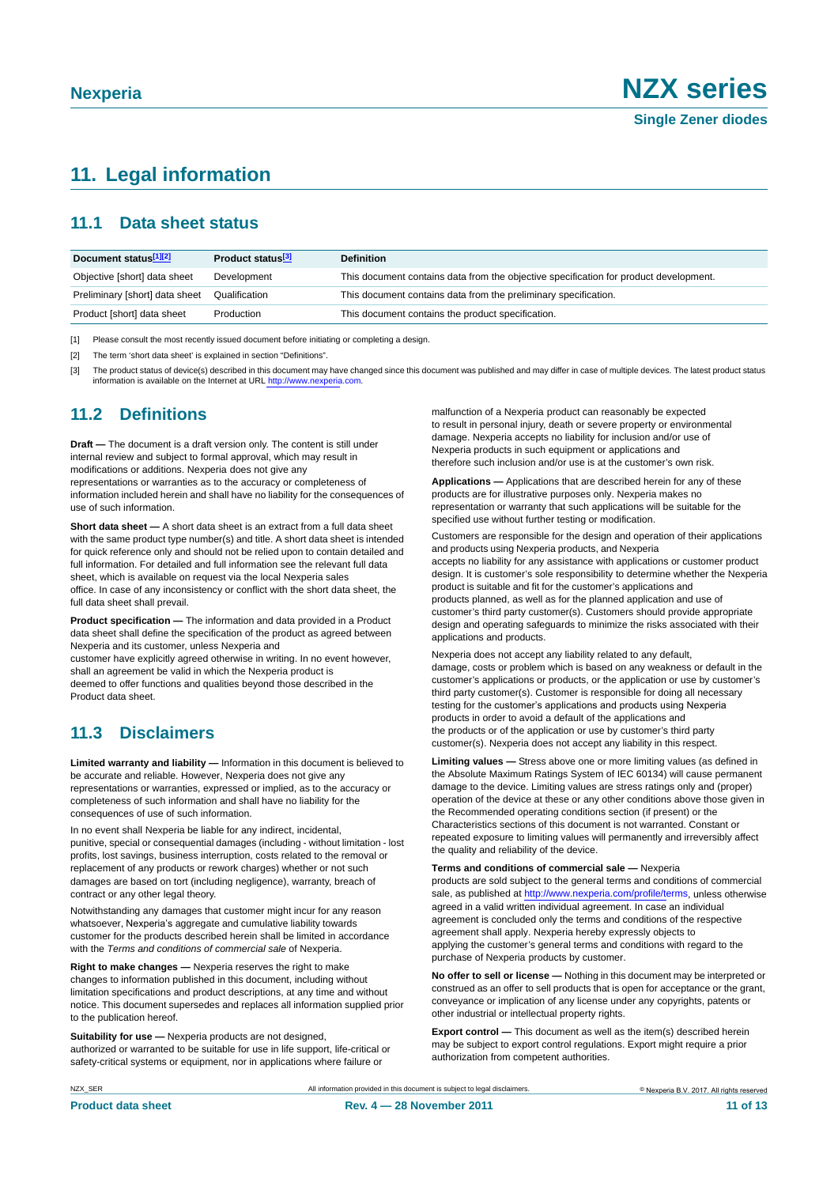# 11. Legal information

## 11.1 Data sheet status

| Document status[1][2] | Product status[3] | Definition |
|---|---|---|
| Objective [short] data sheet | Development | This document contains data from the objective specification for product development. |
| Preliminary [short] data sheet | Qualification | This document contains data from the preliminary specification. |
| Product [short] data sheet | Production | This document contains the product specification. |

[1] Please consult the most recently issued document before initiating or completing a design.

[2] The term 'short data sheet' is explained in section "Definitions".

[3] The product status of device(s) described in this document may have changed since this document was published and may differ in case of multiple devices. The latest product status information is available on the Internet at URL http://www.nexperia.com.

## 11.2 Definitions

**Draft —** The document is a draft version only. The content is still under internal review and subject to formal approval, which may result in modifications or additions. Nexperia does not give any representations or warranties as to the accuracy or completeness of information included herein and shall have no liability for the consequences of use of such information.

**Short data sheet —** A short data sheet is an extract from a full data sheet with the same product type number(s) and title. A short data sheet is intended for quick reference only and should not be relied upon to contain detailed and full information. For detailed and full information see the relevant full data sheet, which is available on request via the local Nexperia sales office. In case of any inconsistency or conflict with the short data sheet, the full data sheet shall prevail.

**Product specification —** The information and data provided in a Product data sheet shall define the specification of the product as agreed between Nexperia and its customer, unless Nexperia and customer have explicitly agreed otherwise in writing. In no event however, shall an agreement be valid in which the Nexperia product is deemed to offer functions and qualities beyond those described in the Product data sheet.

## 11.3 Disclaimers

**Limited warranty and liability —** Information in this document is believed to be accurate and reliable. However, Nexperia does not give any representations or warranties, expressed or implied, as to the accuracy or completeness of such information and shall have no liability for the consequences of use of such information.

In no event shall Nexperia be liable for any indirect, incidental, punitive, special or consequential damages (including - without limitation - lost profits, lost savings, business interruption, costs related to the removal or replacement of any products or rework charges) whether or not such damages are based on tort (including negligence), warranty, breach of contract or any other legal theory.

Notwithstanding any damages that customer might incur for any reason whatsoever, Nexperia's aggregate and cumulative liability towards customer for the products described herein shall be limited in accordance with the *Terms and conditions of commercial sale* of Nexperia.

**Right to make changes —** Nexperia reserves the right to make changes to information published in this document, including without limitation specifications and product descriptions, at any time and without notice. This document supersedes and replaces all information supplied prior to the publication hereof.

**Suitability for use —** Nexperia products are not designed, authorized or warranted to be suitable for use in life support, life-critical or safety-critical systems or equipment, nor in applications where failure or malfunction of a Nexperia product can reasonably be expected to result in personal injury, death or severe property or environmental damage. Nexperia accepts no liability for inclusion and/or use of Nexperia products in such equipment or applications and therefore such inclusion and/or use is at the customer's own risk.

**Applications —** Applications that are described herein for any of these products are for illustrative purposes only. Nexperia makes no representation or warranty that such applications will be suitable for the specified use without further testing or modification.

Customers are responsible for the design and operation of their applications and products using Nexperia products, and Nexperia accepts no liability for any assistance with applications or customer product design. It is customer's sole responsibility to determine whether the Nexperia product is suitable and fit for the customer's applications and products planned, as well as for the planned application and use of customer's third party customer(s). Customers should provide appropriate design and operating safeguards to minimize the risks associated with their applications and products.

Nexperia does not accept any liability related to any default, damage, costs or problem which is based on any weakness or default in the customer's applications or products, or the application or use by customer's third party customer(s). Customer is responsible for doing all necessary testing for the customer's applications and products using Nexperia products in order to avoid a default of the applications and the products or of the application or use by customer's third party customer(s). Nexperia does not accept any liability in this respect.

**Limiting values —** Stress above one or more limiting values (as defined in the Absolute Maximum Ratings System of IEC 60134) will cause permanent damage to the device. Limiting values are stress ratings only and (proper) operation of the device at these or any other conditions above those given in the Recommended operating conditions section (if present) or the Characteristics sections of this document is not warranted. Constant or repeated exposure to limiting values will permanently and irreversibly affect the quality and reliability of the device.

**Terms and conditions of commercial sale —** Nexperia products are sold subject to the general terms and conditions of commercial sale, as published at http://www.nexperia.com/profile/terms, unless otherwise agreed in a valid written individual agreement. In case an individual agreement is concluded only the terms and conditions of the respective agreement shall apply. Nexperia hereby expressly objects to applying the customer's general terms and conditions with regard to the purchase of Nexperia products by customer.

**No offer to sell or license —** Nothing in this document may be interpreted or construed as an offer to sell products that is open for acceptance or the grant, conveyance or implication of any license under any copyrights, patents or other industrial or intellectual property rights.

**Export control —** This document as well as the item(s) described herein may be subject to export control regulations. Export might require a prior authorization from competent authorities.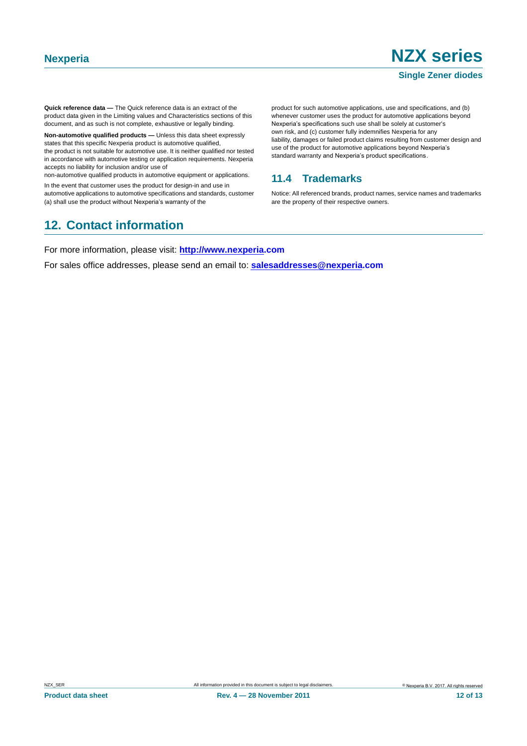**Quick reference data —** The Quick reference data is an extract of the product data given in the Limiting values and Characteristics sections of this document, and as such is not complete, exhaustive or legally binding.

**Non-automotive qualified products —** Unless this data sheet expressly states that this specific Nexperia product is automotive qualified, the product is not suitable for automotive use. It is neither qualified nor tested in accordance with automotive testing or application requirements. Nexperia accepts no liability for inclusion and/or use of non-automotive qualified products in automotive equipment or applications.

In the event that customer uses the product for design-in and use in automotive applications to automotive specifications and standards, customer (a) shall use the product without Nexperia's warranty of the product for such automotive applications, use and specifications, and (b) whenever customer uses the product for automotive applications beyond Nexperia's specifications such use shall be solely at customer's own risk, and (c) customer fully indemnifies Nexperia for any liability, damages or failed product claims resulting from customer design and use of the product for automotive applications beyond Nexperia's standard warranty and Nexperia's product specifications.

### 11.4 Trademarks

Notice: All referenced brands, product names, service names and trademarks are the property of their respective owners.

## 12. Contact information

For more information, please visit: **http://www.nexperia.com**

For sales office addresses, please send an email to: **salesaddresses@nexperia.com**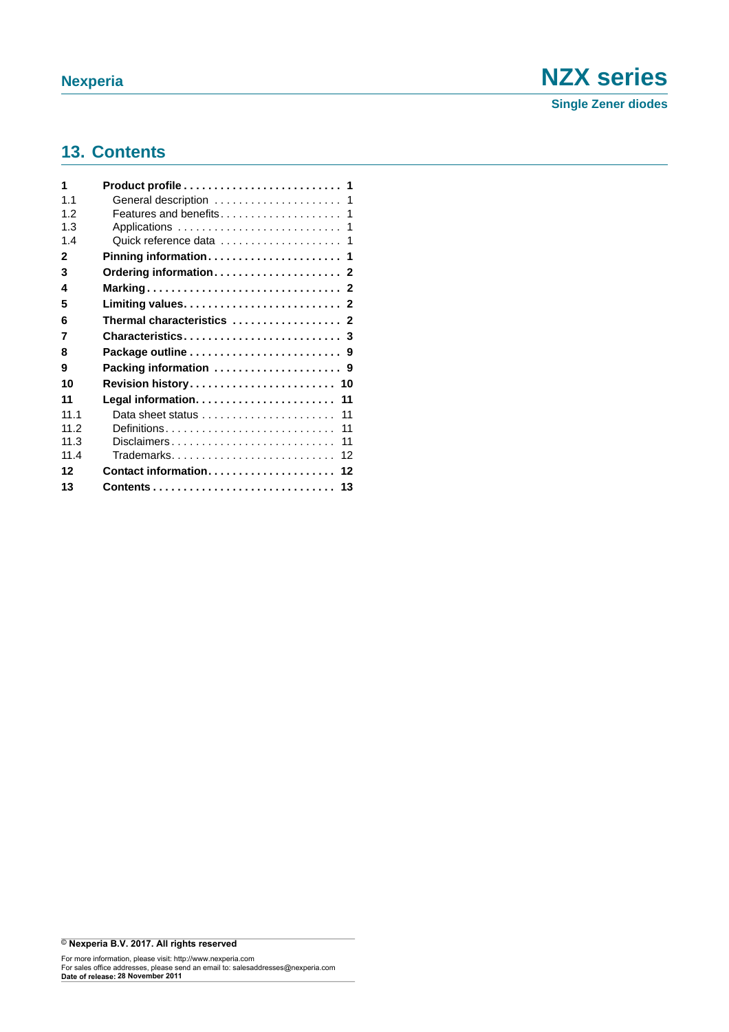## 13. Contents

| | | |
|---|---|---|
| **1** | **Product profile** | **1** |
| 1.1 | General description | 1 |
| 1.2 | Features and benefits | 1 |
| 1.3 | Applications | 1 |
| 1.4 | Quick reference data | 1 |
| **2** | **Pinning information** | **1** |
| **3** | **Ordering information** | **2** |
| **4** | **Marking** | **2** |
| **5** | **Limiting values** | **2** |
| **6** | **Thermal characteristics** | **2** |
| **7** | **Characteristics** | **3** |
| **8** | **Package outline** | **9** |
| **9** | **Packing information** | **9** |
| **10** | **Revision history** | **10** |
| **11** | **Legal information** | **11** |
| 11.1 | Data sheet status | 11 |
| 11.2 | Definitions | 11 |
| 11.3 | Disclaimers | 11 |
| 11.4 | Trademarks | 12 |
| **12** | **Contact information** | **12** |
| **13** | **Contents** | **13** |

**© Nexperia B.V. 2017. All rights reserved**

For more information, please visit: http://www.nexperia.com
For sales office addresses, please send an email to: salesaddresses@nexperia.com
**Date of release: 28 November 2011**